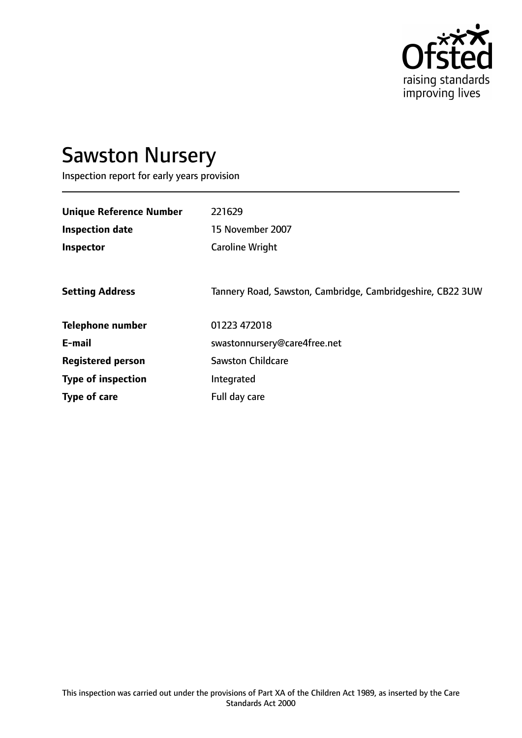Ofsted
raising standards
improving lives

# Sawston Nursery

Inspection report for early years provision

| | |
|---|---|
| **Unique Reference Number** | 221629 |
| **Inspection date** | 15 November 2007 |
| **Inspector** | Caroline Wright |
| | |
| **Setting Address** | Tannery Road, Sawston, Cambridge, Cambridgeshire, CB22 3UW |
| | |
| **Telephone number** | 01223 472018 |
| **E-mail** | swastonnursery@care4free.net |
| **Registered person** | Sawston Childcare |
| **Type of inspection** | Integrated |
| **Type of care** | Full day care |

This inspection was carried out under the provisions of Part XA of the Children Act 1989, as inserted by the Care Standards Act 2000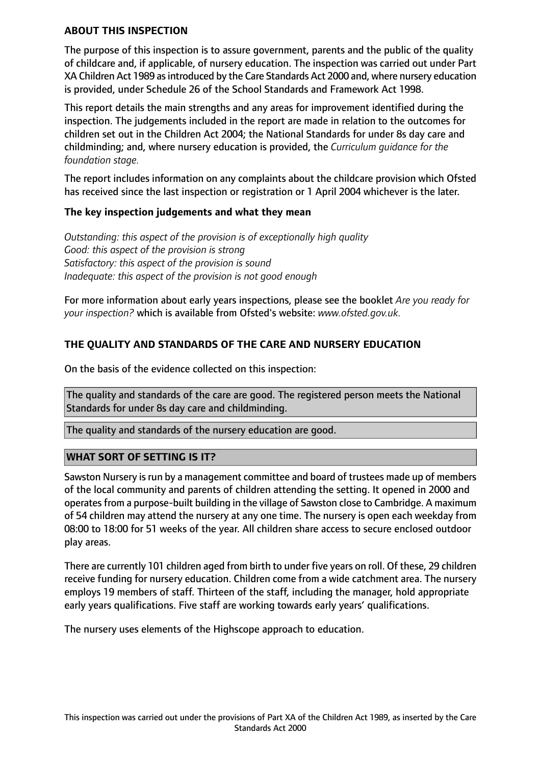## ABOUT THIS INSPECTION

The purpose of this inspection is to assure government, parents and the public of the quality of childcare and, if applicable, of nursery education. The inspection was carried out under Part XA Children Act 1989 as introduced by the Care Standards Act 2000 and, where nursery education is provided, under Schedule 26 of the School Standards and Framework Act 1998.

This report details the main strengths and any areas for improvement identified during the inspection. The judgements included in the report are made in relation to the outcomes for children set out in the Children Act 2004; the National Standards for under 8s day care and childminding; and, where nursery education is provided, the *Curriculum guidance for the foundation stage.*

The report includes information on any complaints about the childcare provision which Ofsted has received since the last inspection or registration or 1 April 2004 whichever is the later.

### The key inspection judgements and what they mean

*Outstanding: this aspect of the provision is of exceptionally high quality*
*Good: this aspect of the provision is strong*
*Satisfactory: this aspect of the provision is sound*
*Inadequate: this aspect of the provision is not good enough*

For more information about early years inspections, please see the booklet *Are you ready for your inspection?* which is available from Ofsted's website: *www.ofsted.gov.uk.*

## THE QUALITY AND STANDARDS OF THE CARE AND NURSERY EDUCATION

On the basis of the evidence collected on this inspection:

The quality and standards of the care are good. The registered person meets the National Standards for under 8s day care and childminding.

The quality and standards of the nursery education are good.

## WHAT SORT OF SETTING IS IT?

Sawston Nursery is run by a management committee and board of trustees made up of members of the local community and parents of children attending the setting. It opened in 2000 and operates from a purpose-built building in the village of Sawston close to Cambridge. A maximum of 54 children may attend the nursery at any one time. The nursery is open each weekday from 08:00 to 18:00 for 51 weeks of the year. All children share access to secure enclosed outdoor play areas.

There are currently 101 children aged from birth to under five years on roll. Of these, 29 children receive funding for nursery education. Children come from a wide catchment area. The nursery employs 19 members of staff. Thirteen of the staff, including the manager, hold appropriate early years qualifications. Five staff are working towards early years' qualifications.

The nursery uses elements of the Highscope approach to education.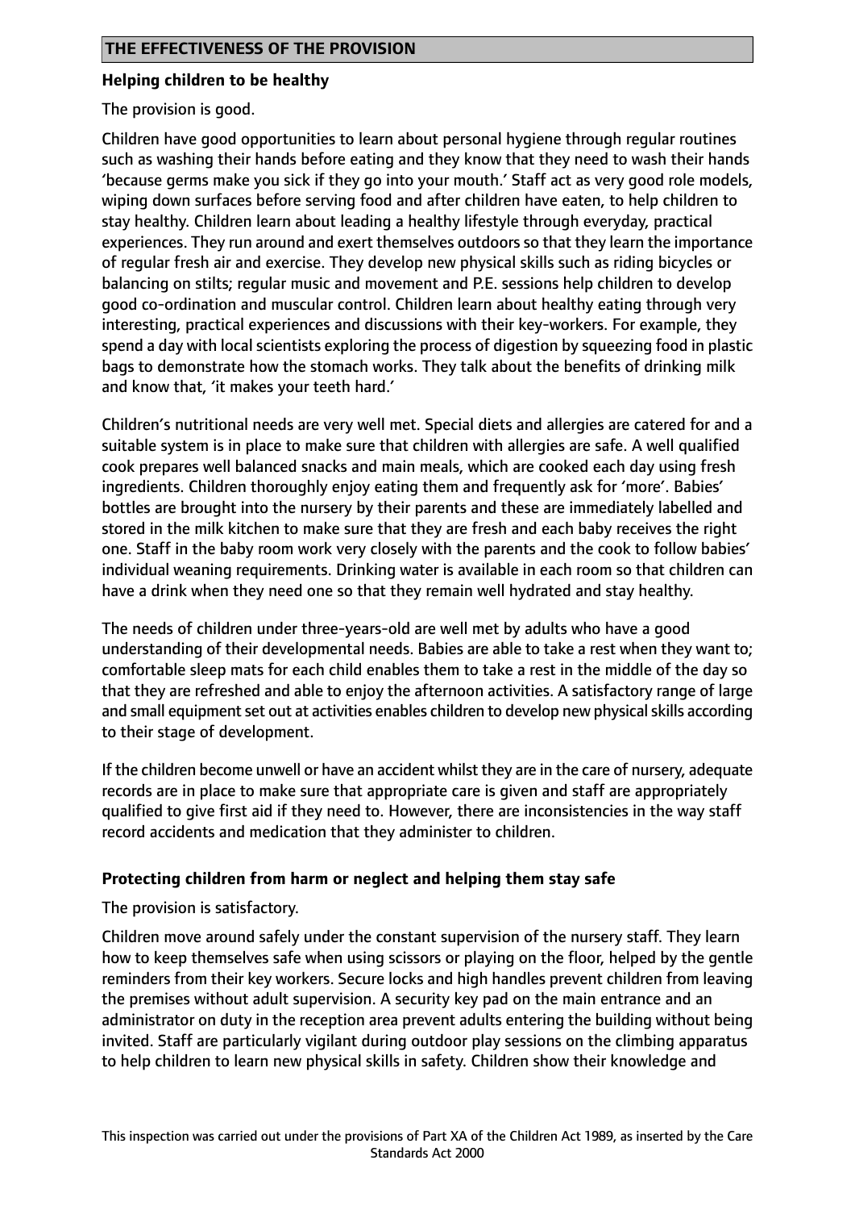## THE EFFECTIVENESS OF THE PROVISION

### Helping children to be healthy

The provision is good.

Children have good opportunities to learn about personal hygiene through regular routines such as washing their hands before eating and they know that they need to wash their hands 'because germs make you sick if they go into your mouth.' Staff act as very good role models, wiping down surfaces before serving food and after children have eaten, to help children to stay healthy. Children learn about leading a healthy lifestyle through everyday, practical experiences. They run around and exert themselves outdoors so that they learn the importance of regular fresh air and exercise. They develop new physical skills such as riding bicycles or balancing on stilts; regular music and movement and P.E. sessions help children to develop good co-ordination and muscular control. Children learn about healthy eating through very interesting, practical experiences and discussions with their key-workers. For example, they spend a day with local scientists exploring the process of digestion by squeezing food in plastic bags to demonstrate how the stomach works. They talk about the benefits of drinking milk and know that, 'it makes your teeth hard.'

Children's nutritional needs are very well met. Special diets and allergies are catered for and a suitable system is in place to make sure that children with allergies are safe. A well qualified cook prepares well balanced snacks and main meals, which are cooked each day using fresh ingredients. Children thoroughly enjoy eating them and frequently ask for 'more'. Babies' bottles are brought into the nursery by their parents and these are immediately labelled and stored in the milk kitchen to make sure that they are fresh and each baby receives the right one. Staff in the baby room work very closely with the parents and the cook to follow babies' individual weaning requirements. Drinking water is available in each room so that children can have a drink when they need one so that they remain well hydrated and stay healthy.

The needs of children under three-years-old are well met by adults who have a good understanding of their developmental needs. Babies are able to take a rest when they want to; comfortable sleep mats for each child enables them to take a rest in the middle of the day so that they are refreshed and able to enjoy the afternoon activities. A satisfactory range of large and small equipment set out at activities enables children to develop new physical skills according to their stage of development.

If the children become unwell or have an accident whilst they are in the care of nursery, adequate records are in place to make sure that appropriate care is given and staff are appropriately qualified to give first aid if they need to. However, there are inconsistencies in the way staff record accidents and medication that they administer to children.

### Protecting children from harm or neglect and helping them stay safe

The provision is satisfactory.

Children move around safely under the constant supervision of the nursery staff. They learn how to keep themselves safe when using scissors or playing on the floor, helped by the gentle reminders from their key workers. Secure locks and high handles prevent children from leaving the premises without adult supervision. A security key pad on the main entrance and an administrator on duty in the reception area prevent adults entering the building without being invited. Staff are particularly vigilant during outdoor play sessions on the climbing apparatus to help children to learn new physical skills in safety. Children show their knowledge and

This inspection was carried out under the provisions of Part XA of the Children Act 1989, as inserted by the Care Standards Act 2000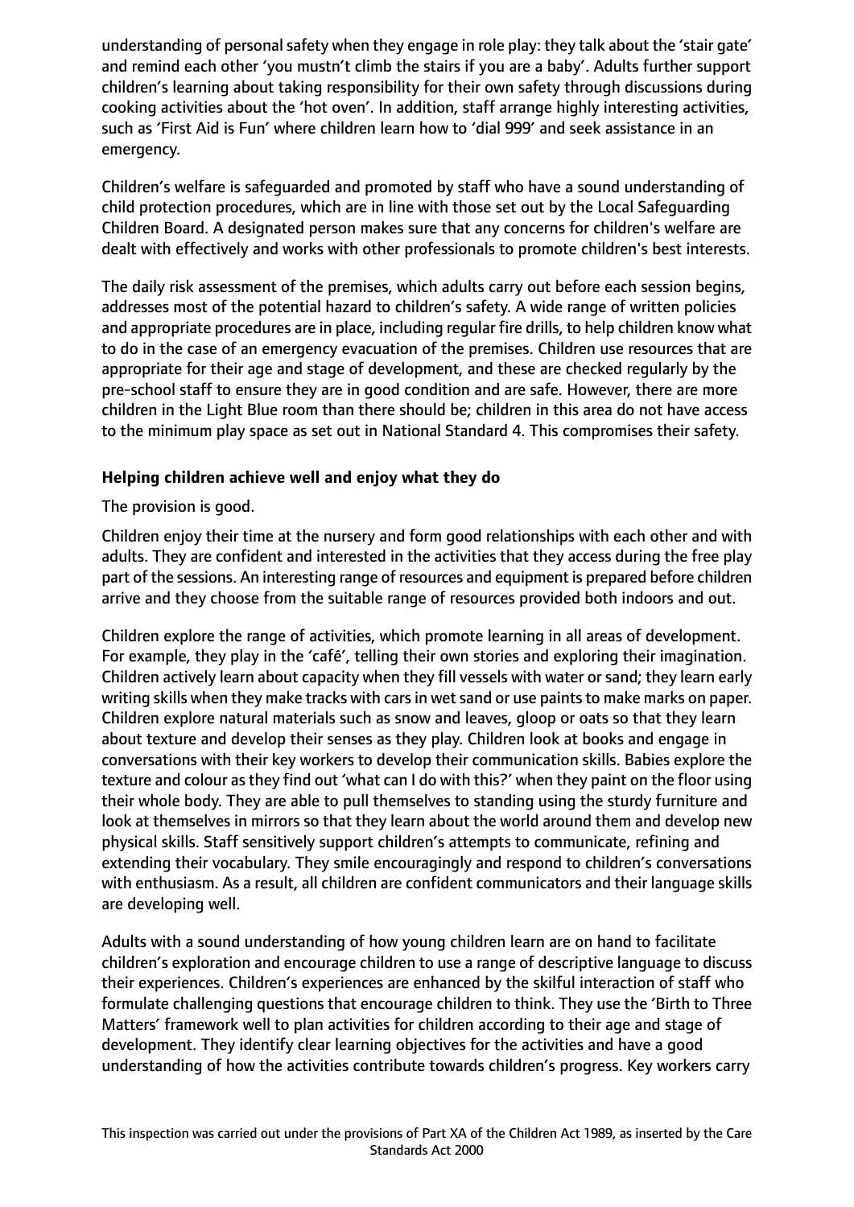understanding of personal safety when they engage in role play: they talk about the 'stair gate' and remind each other 'you mustn't climb the stairs if you are a baby'. Adults further support children's learning about taking responsibility for their own safety through discussions during cooking activities about the 'hot oven'. In addition, staff arrange highly interesting activities, such as 'First Aid is Fun' where children learn how to 'dial 999' and seek assistance in an emergency.

Children's welfare is safeguarded and promoted by staff who have a sound understanding of child protection procedures, which are in line with those set out by the Local Safeguarding Children Board. A designated person makes sure that any concerns for children's welfare are dealt with effectively and works with other professionals to promote children's best interests.

The daily risk assessment of the premises, which adults carry out before each session begins, addresses most of the potential hazard to children's safety. A wide range of written policies and appropriate procedures are in place, including regular fire drills, to help children know what to do in the case of an emergency evacuation of the premises. Children use resources that are appropriate for their age and stage of development, and these are checked regularly by the pre-school staff to ensure they are in good condition and are safe. However, there are more children in the Light Blue room than there should be; children in this area do not have access to the minimum play space as set out in National Standard 4. This compromises their safety.

**Helping children achieve well and enjoy what they do**

The provision is good.

Children enjoy their time at the nursery and form good relationships with each other and with adults. They are confident and interested in the activities that they access during the free play part of the sessions. An interesting range of resources and equipment is prepared before children arrive and they choose from the suitable range of resources provided both indoors and out.

Children explore the range of activities, which promote learning in all areas of development. For example, they play in the 'café', telling their own stories and exploring their imagination. Children actively learn about capacity when they fill vessels with water or sand; they learn early writing skills when they make tracks with cars in wet sand or use paints to make marks on paper. Children explore natural materials such as snow and leaves, gloop or oats so that they learn about texture and develop their senses as they play. Children look at books and engage in conversations with their key workers to develop their communication skills. Babies explore the texture and colour as they find out 'what can I do with this?' when they paint on the floor using their whole body. They are able to pull themselves to standing using the sturdy furniture and look at themselves in mirrors so that they learn about the world around them and develop new physical skills. Staff sensitively support children's attempts to communicate, refining and extending their vocabulary. They smile encouragingly and respond to children's conversations with enthusiasm. As a result, all children are confident communicators and their language skills are developing well.

Adults with a sound understanding of how young children learn are on hand to facilitate children's exploration and encourage children to use a range of descriptive language to discuss their experiences. Children's experiences are enhanced by the skilful interaction of staff who formulate challenging questions that encourage children to think. They use the 'Birth to Three Matters' framework well to plan activities for children according to their age and stage of development. They identify clear learning objectives for the activities and have a good understanding of how the activities contribute towards children's progress. Key workers carry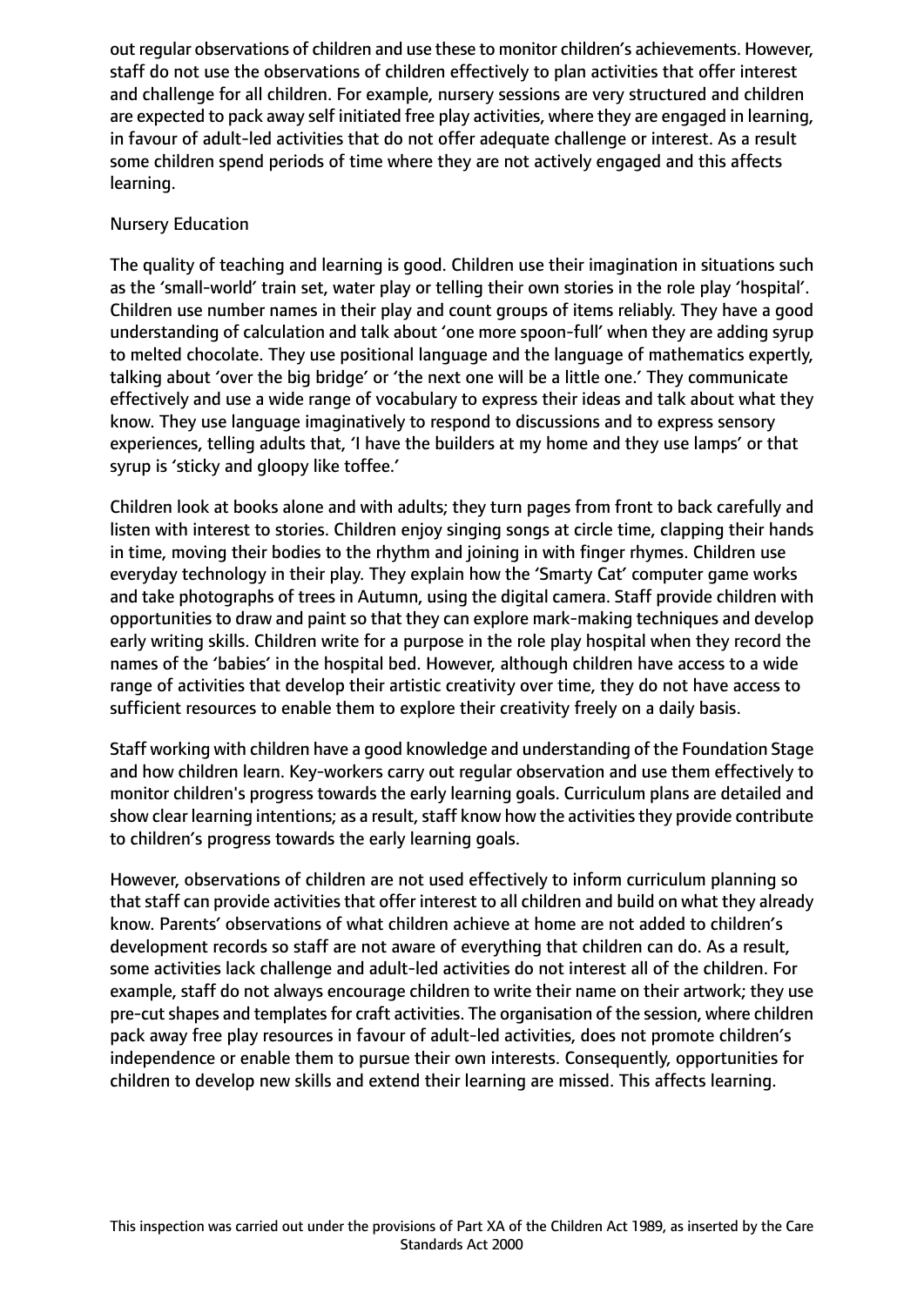out regular observations of children and use these to monitor children's achievements. However, staff do not use the observations of children effectively to plan activities that offer interest and challenge for all children. For example, nursery sessions are very structured and children are expected to pack away self initiated free play activities, where they are engaged in learning, in favour of adult-led activities that do not offer adequate challenge or interest. As a result some children spend periods of time where they are not actively engaged and this affects learning.

Nursery Education

The quality of teaching and learning is good. Children use their imagination in situations such as the 'small-world' train set, water play or telling their own stories in the role play 'hospital'. Children use number names in their play and count groups of items reliably. They have a good understanding of calculation and talk about 'one more spoon-full' when they are adding syrup to melted chocolate. They use positional language and the language of mathematics expertly, talking about 'over the big bridge' or 'the next one will be a little one.' They communicate effectively and use a wide range of vocabulary to express their ideas and talk about what they know. They use language imaginatively to respond to discussions and to express sensory experiences, telling adults that, 'I have the builders at my home and they use lamps' or that syrup is 'sticky and gloopy like toffee.'

Children look at books alone and with adults; they turn pages from front to back carefully and listen with interest to stories. Children enjoy singing songs at circle time, clapping their hands in time, moving their bodies to the rhythm and joining in with finger rhymes. Children use everyday technology in their play. They explain how the 'Smarty Cat' computer game works and take photographs of trees in Autumn, using the digital camera. Staff provide children with opportunities to draw and paint so that they can explore mark-making techniques and develop early writing skills. Children write for a purpose in the role play hospital when they record the names of the 'babies' in the hospital bed. However, although children have access to a wide range of activities that develop their artistic creativity over time, they do not have access to sufficient resources to enable them to explore their creativity freely on a daily basis.

Staff working with children have a good knowledge and understanding of the Foundation Stage and how children learn. Key-workers carry out regular observation and use them effectively to monitor children's progress towards the early learning goals. Curriculum plans are detailed and show clear learning intentions; as a result, staff know how the activities they provide contribute to children's progress towards the early learning goals.

However, observations of children are not used effectively to inform curriculum planning so that staff can provide activities that offer interest to all children and build on what they already know. Parents' observations of what children achieve at home are not added to children's development records so staff are not aware of everything that children can do. As a result, some activities lack challenge and adult-led activities do not interest all of the children. For example, staff do not always encourage children to write their name on their artwork; they use pre-cut shapes and templates for craft activities. The organisation of the session, where children pack away free play resources in favour of adult-led activities, does not promote children's independence or enable them to pursue their own interests. Consequently, opportunities for children to develop new skills and extend their learning are missed. This affects learning.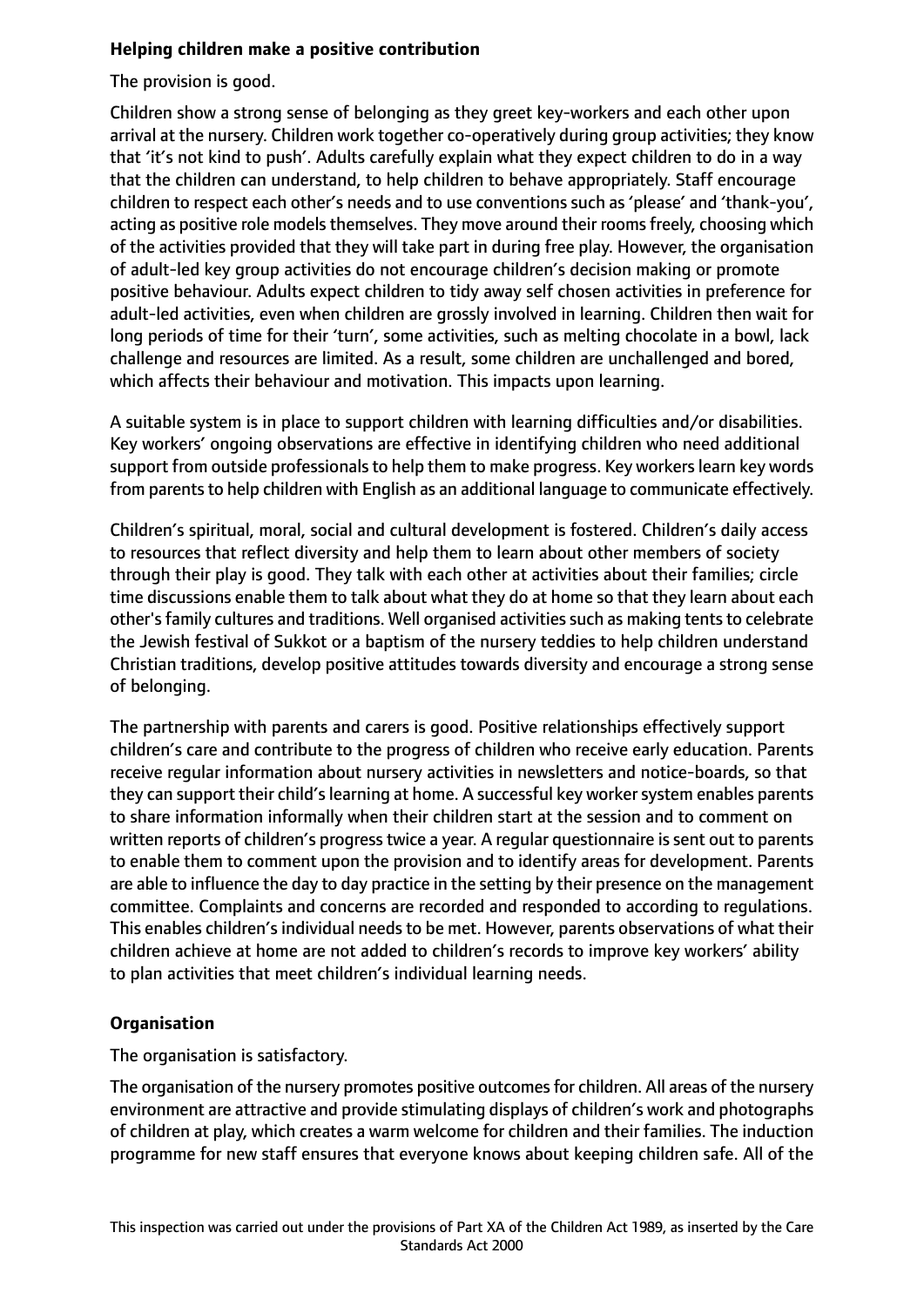**Helping children make a positive contribution**

The provision is good.

Children show a strong sense of belonging as they greet key-workers and each other upon arrival at the nursery. Children work together co-operatively during group activities; they know that 'it's not kind to push'. Adults carefully explain what they expect children to do in a way that the children can understand, to help children to behave appropriately. Staff encourage children to respect each other's needs and to use conventions such as 'please' and 'thank-you', acting as positive role models themselves. They move around their rooms freely, choosing which of the activities provided that they will take part in during free play. However, the organisation of adult-led key group activities do not encourage children's decision making or promote positive behaviour. Adults expect children to tidy away self chosen activities in preference for adult-led activities, even when children are grossly involved in learning. Children then wait for long periods of time for their 'turn', some activities, such as melting chocolate in a bowl, lack challenge and resources are limited. As a result, some children are unchallenged and bored, which affects their behaviour and motivation. This impacts upon learning.

A suitable system is in place to support children with learning difficulties and/or disabilities. Key workers' ongoing observations are effective in identifying children who need additional support from outside professionals to help them to make progress. Key workers learn key words from parents to help children with English as an additional language to communicate effectively.

Children's spiritual, moral, social and cultural development is fostered. Children's daily access to resources that reflect diversity and help them to learn about other members of society through their play is good. They talk with each other at activities about their families; circle time discussions enable them to talk about what they do at home so that they learn about each other's family cultures and traditions. Well organised activities such as making tents to celebrate the Jewish festival of Sukkot or a baptism of the nursery teddies to help children understand Christian traditions, develop positive attitudes towards diversity and encourage a strong sense of belonging.

The partnership with parents and carers is good. Positive relationships effectively support children's care and contribute to the progress of children who receive early education. Parents receive regular information about nursery activities in newsletters and notice-boards, so that they can support their child's learning at home. A successful key worker system enables parents to share information informally when their children start at the session and to comment on written reports of children's progress twice a year. A regular questionnaire is sent out to parents to enable them to comment upon the provision and to identify areas for development. Parents are able to influence the day to day practice in the setting by their presence on the management committee. Complaints and concerns are recorded and responded to according to regulations. This enables children's individual needs to be met. However, parents observations of what their children achieve at home are not added to children's records to improve key workers' ability to plan activities that meet children's individual learning needs.

**Organisation**

The organisation is satisfactory.

The organisation of the nursery promotes positive outcomes for children. All areas of the nursery environment are attractive and provide stimulating displays of children's work and photographs of children at play, which creates a warm welcome for children and their families. The induction programme for new staff ensures that everyone knows about keeping children safe. All of the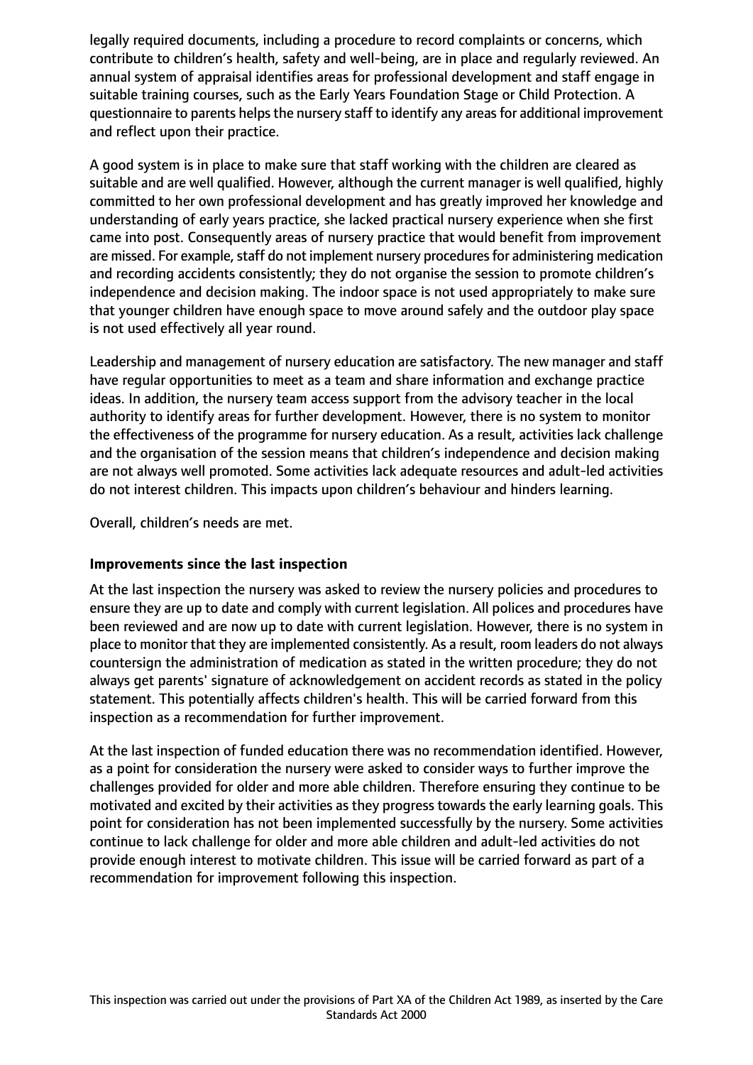legally required documents, including a procedure to record complaints or concerns, which contribute to children's health, safety and well-being, are in place and regularly reviewed. An annual system of appraisal identifies areas for professional development and staff engage in suitable training courses, such as the Early Years Foundation Stage or Child Protection. A questionnaire to parents helps the nursery staff to identify any areas for additional improvement and reflect upon their practice.

A good system is in place to make sure that staff working with the children are cleared as suitable and are well qualified. However, although the current manager is well qualified, highly committed to her own professional development and has greatly improved her knowledge and understanding of early years practice, she lacked practical nursery experience when she first came into post. Consequently areas of nursery practice that would benefit from improvement are missed. For example, staff do not implement nursery procedures for administering medication and recording accidents consistently; they do not organise the session to promote children's independence and decision making. The indoor space is not used appropriately to make sure that younger children have enough space to move around safely and the outdoor play space is not used effectively all year round.

Leadership and management of nursery education are satisfactory. The new manager and staff have regular opportunities to meet as a team and share information and exchange practice ideas. In addition, the nursery team access support from the advisory teacher in the local authority to identify areas for further development. However, there is no system to monitor the effectiveness of the programme for nursery education. As a result, activities lack challenge and the organisation of the session means that children's independence and decision making are not always well promoted. Some activities lack adequate resources and adult-led activities do not interest children. This impacts upon children's behaviour and hinders learning.

Overall, children's needs are met.

**Improvements since the last inspection**

At the last inspection the nursery was asked to review the nursery policies and procedures to ensure they are up to date and comply with current legislation. All polices and procedures have been reviewed and are now up to date with current legislation. However, there is no system in place to monitor that they are implemented consistently. As a result, room leaders do not always countersign the administration of medication as stated in the written procedure; they do not always get parents' signature of acknowledgement on accident records as stated in the policy statement. This potentially affects children's health. This will be carried forward from this inspection as a recommendation for further improvement.

At the last inspection of funded education there was no recommendation identified. However, as a point for consideration the nursery were asked to consider ways to further improve the challenges provided for older and more able children. Therefore ensuring they continue to be motivated and excited by their activities as they progress towards the early learning goals. This point for consideration has not been implemented successfully by the nursery. Some activities continue to lack challenge for older and more able children and adult-led activities do not provide enough interest to motivate children. This issue will be carried forward as part of a recommendation for improvement following this inspection.

This inspection was carried out under the provisions of Part XA of the Children Act 1989, as inserted by the Care Standards Act 2000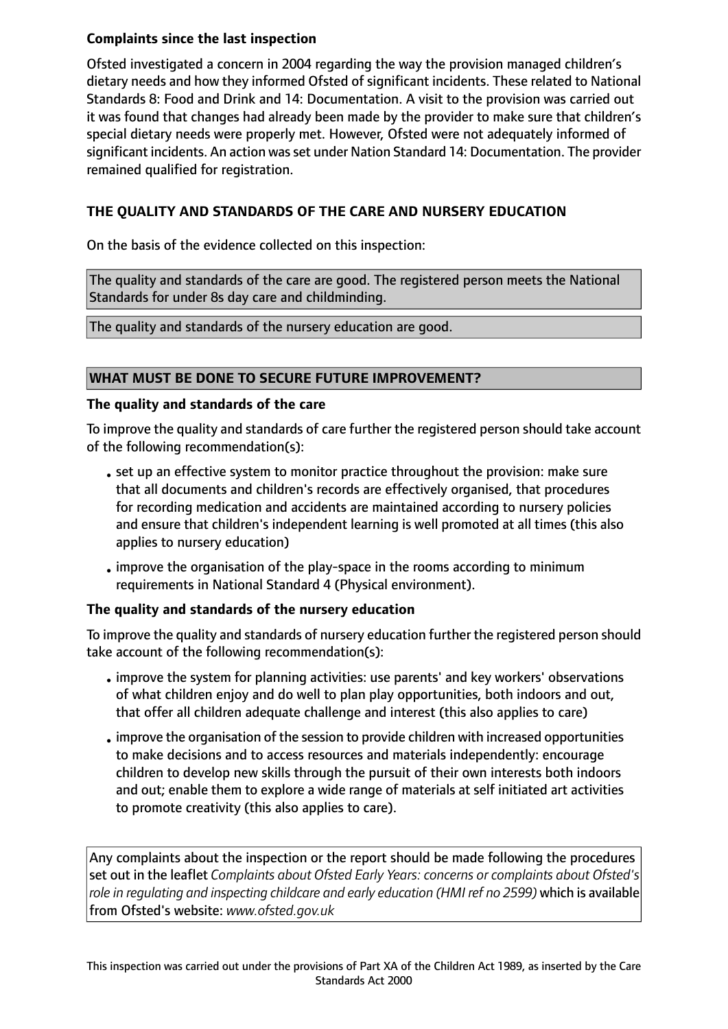**Complaints since the last inspection**

Ofsted investigated a concern in 2004 regarding the way the provision managed children's dietary needs and how they informed Ofsted of significant incidents. These related to National Standards 8: Food and Drink and 14: Documentation. A visit to the provision was carried out it was found that changes had already been made by the provider to make sure that children's special dietary needs were properly met. However, Ofsted were not adequately informed of significant incidents. An action was set under Nation Standard 14: Documentation. The provider remained qualified for registration.

## THE QUALITY AND STANDARDS OF THE CARE AND NURSERY EDUCATION

On the basis of the evidence collected on this inspection:

The quality and standards of the care are good. The registered person meets the National Standards for under 8s day care and childminding.

The quality and standards of the nursery education are good.

## WHAT MUST BE DONE TO SECURE FUTURE IMPROVEMENT?

**The quality and standards of the care**

To improve the quality and standards of care further the registered person should take account of the following recommendation(s):

- set up an effective system to monitor practice throughout the provision: make sure that all documents and children's records are effectively organised, that procedures for recording medication and accidents are maintained according to nursery policies and ensure that children's independent learning is well promoted at all times (this also applies to nursery education)
- improve the organisation of the play-space in the rooms according to minimum requirements in National Standard 4 (Physical environment).

**The quality and standards of the nursery education**

To improve the quality and standards of nursery education further the registered person should take account of the following recommendation(s):

- improve the system for planning activities: use parents' and key workers' observations of what children enjoy and do well to plan play opportunities, both indoors and out, that offer all children adequate challenge and interest (this also applies to care)
- improve the organisation of the session to provide children with increased opportunities to make decisions and to access resources and materials independently: encourage children to develop new skills through the pursuit of their own interests both indoors and out; enable them to explore a wide range of materials at self initiated art activities to promote creativity (this also applies to care).

Any complaints about the inspection or the report should be made following the procedures set out in the leaflet *Complaints about Ofsted Early Years: concerns or complaints about Ofsted's role in regulating and inspecting childcare and early education (HMI ref no 2599)* which is available from Ofsted's website: *www.ofsted.gov.uk*

This inspection was carried out under the provisions of Part XA of the Children Act 1989, as inserted by the Care Standards Act 2000